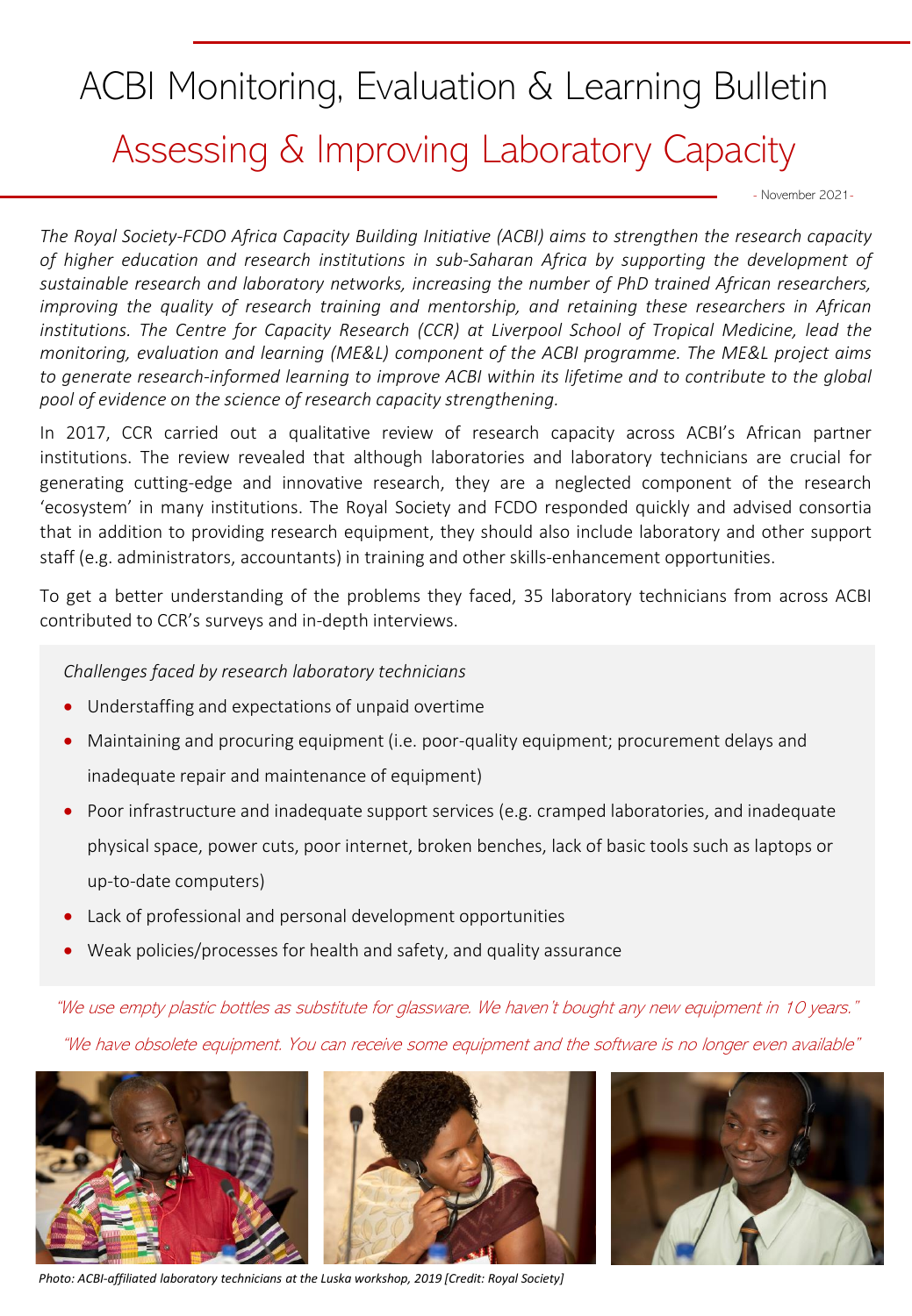# ACBI Monitoring, Evaluation & Learning Bulletin

## Assessing & Improving Laboratory Capacity

- November 2021 -

*The Royal Society-FCDO Africa Capacity Building Initiative (ACBI) aims to strengthen the research capacity of higher education and research institutions in sub-Saharan Africa by supporting the development of sustainable research and laboratory networks, increasing the number of PhD trained African researchers, improving the quality of research training and mentorship, and retaining these researchers in African institutions. The Centre for Capacity Research (CCR) at Liverpool School of Tropical Medicine, lead the monitoring, evaluation and learning (ME&L) component of the ACBI programme. The ME&L project aims to generate research-informed learning to improve ACBI within its lifetime and to contribute to the global pool of evidence on the science of research capacity strengthening.*

In 2017, CCR carried out a qualitative review of research capacity across ACBI's African partner institutions. The review revealed that although laboratories and laboratory technicians are crucial for generating cutting-edge and innovative research, they are a neglected component of the research 'ecosystem' in many institutions. The Royal Society and FCDO responded quickly and advised consortia that in addition to providing research equipment, they should also include laboratory and other support staff (e.g. administrators, accountants) in training and other skills-enhancement opportunities.

To get a better understanding of the problems they faced, 35 laboratory technicians from across ACBI contributed to CCR's surveys and in-depth interviews.

*Challenges faced by research laboratory technicians*

- Understaffing and expectations of unpaid overtime
- Maintaining and procuring equipment (i.e. poor-quality equipment; procurement delays and inadequate repair and maintenance of equipment)
- Poor infrastructure and inadequate support services (e.g. cramped laboratories, and inadequate physical space, power cuts, poor internet, broken benches, lack of basic tools such as laptops or up-to-date computers)
- Lack of professional and personal development opportunities
- Weak policies/processes for health and safety, and quality assurance

"We use empty plastic bottles as substitute for glassware. We haven't bought any new equipment in 10 years."

"We have obsolete equipment. You can receive some equipment and the software is no longer even available"

*Photo: ACBI-affiliated laboratory technicians at the Luska workshop, 2019 [Credit: Royal Society]*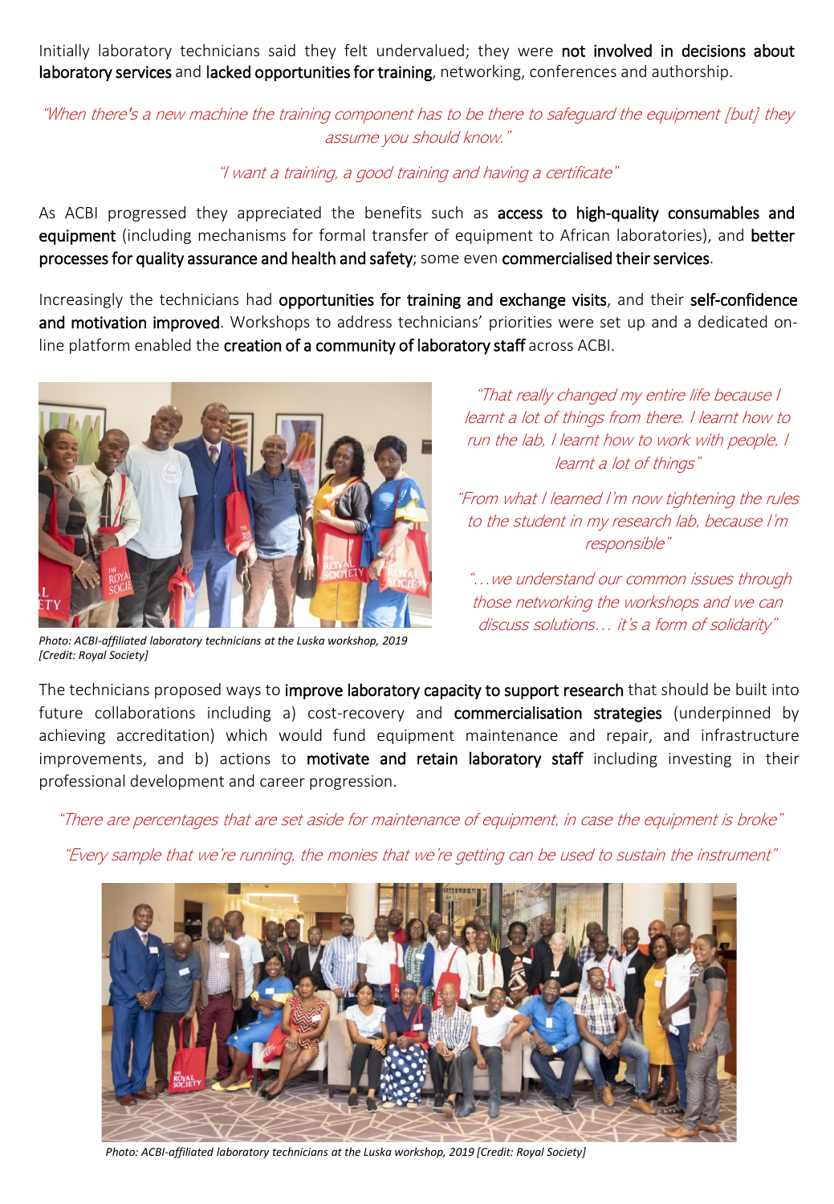Initially laboratory technicians said they felt undervalued; they were **not involved in decisions about laboratory services** and **lacked opportunities for training**, networking, conferences and authorship.

*"When there's a new machine the training component has to be there to safeguard the equipment [but] they assume you should know."*

*"I want a training, a good training and having a certificate"*

As ACBI progressed they appreciated the benefits such as **access to high-quality consumables and equipment** (including mechanisms for formal transfer of equipment to African laboratories), and **better processes for quality assurance and health and safety**; some even **commercialised their services**.

Increasingly the technicians had **opportunities for training and exchange visits**, and their **self-confidence and motivation improved**. Workshops to address technicians' priorities were set up and a dedicated on-line platform enabled the **creation of a community of laboratory staff** across ACBI.

*Photo: ACBI-affiliated laboratory technicians at the Luska workshop, 2019 [Credit: Royal Society]*

*"That really changed my entire life because I learnt a lot of things from there. I learnt how to run the lab, I learnt how to work with people, I learnt a lot of things"*

*"From what I learned I'm now tightening the rules to the student in my research lab, because I'm responsible"*

*"…we understand our common issues through those networking the workshops and we can discuss solutions… it's a form of solidarity"*

The technicians proposed ways to **improve laboratory capacity to support research** that should be built into future collaborations including a) cost-recovery and **commercialisation strategies** (underpinned by achieving accreditation) which would fund equipment maintenance and repair, and infrastructure improvements, and b) actions to **motivate and retain laboratory staff** including investing in their professional development and career progression.

*"There are percentages that are set aside for maintenance of equipment, in case the equipment is broke"*

*"Every sample that we're running, the monies that we're getting can be used to sustain the instrument"*

*Photo: ACBI-affiliated laboratory technicians at the Luska workshop, 2019 [Credit: Royal Society]*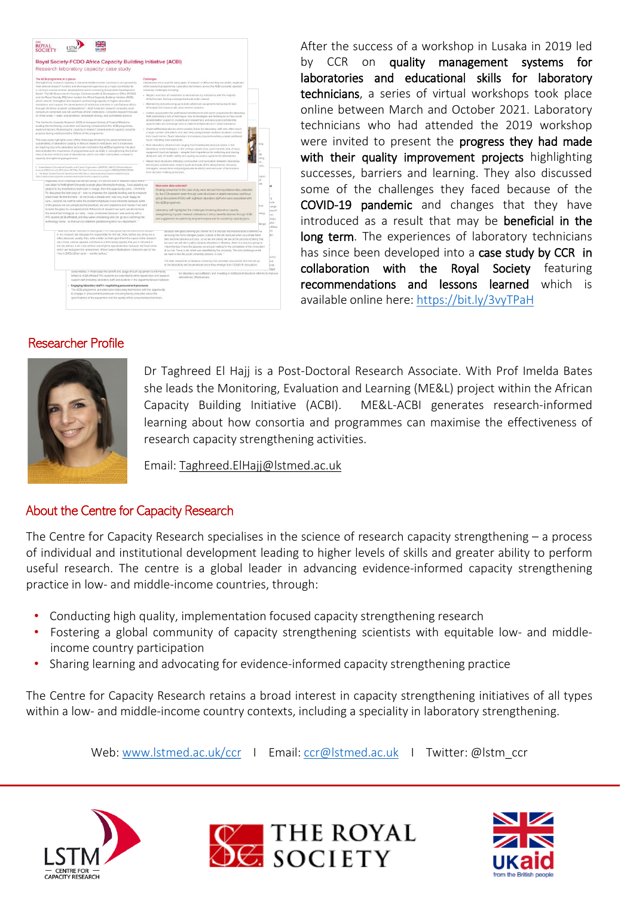After the success of a workshop in Lusaka in 2019 led by CCR on **quality management systems for laboratories and educational skills for laboratory technicians**, a series of virtual workshops took place online between March and October 2021. Laboratory technicians who had attended the 2019 workshop were invited to present the **progress they had made with their quality improvement projects** highlighting successes, barriers and learning. They also discussed some of the challenges they faced because of the **COVID-19 pandemic** and changes that they have introduced as a result that may be **beneficial in the long term**. The experiences of laboratory technicians has since been developed into a **case study by CCR in collaboration with the Royal Society** featuring **recommendations and lessons learned** which is available online here: https://bit.ly/3vyTPaH

## Researcher Profile

Dr Taghreed El Hajj is a Post-Doctoral Research Associate. With Prof Imelda Bates she leads the Monitoring, Evaluation and Learning (ME&L) project within the African Capacity Building Initiative (ACBI). ME&L-ACBI generates research-informed learning about how consortia and programmes can maximise the effectiveness of research capacity strengthening activities.

Email: Taghreed.ElHajj@lstmed.ac.uk

## About the Centre for Capacity Research

The Centre for Capacity Research specialises in the science of research capacity strengthening – a process of individual and institutional development leading to higher levels of skills and greater ability to perform useful research. The centre is a global leader in advancing evidence-informed capacity strengthening practice in low- and middle-income countries, through:

- Conducting high quality, implementation focused capacity strengthening research
- Fostering a global community of capacity strengthening scientists with equitable low- and middle-income country participation
- Sharing learning and advocating for evidence-informed capacity strengthening practice

The Centre for Capacity Research retains a broad interest in capacity strengthening initiatives of all types within a low- and middle-income country contexts, including a speciality in laboratory strengthening.

Web: www.lstmed.ac.uk/ccr | Email: ccr@lstmed.ac.uk | Twitter: @lstm_ccr